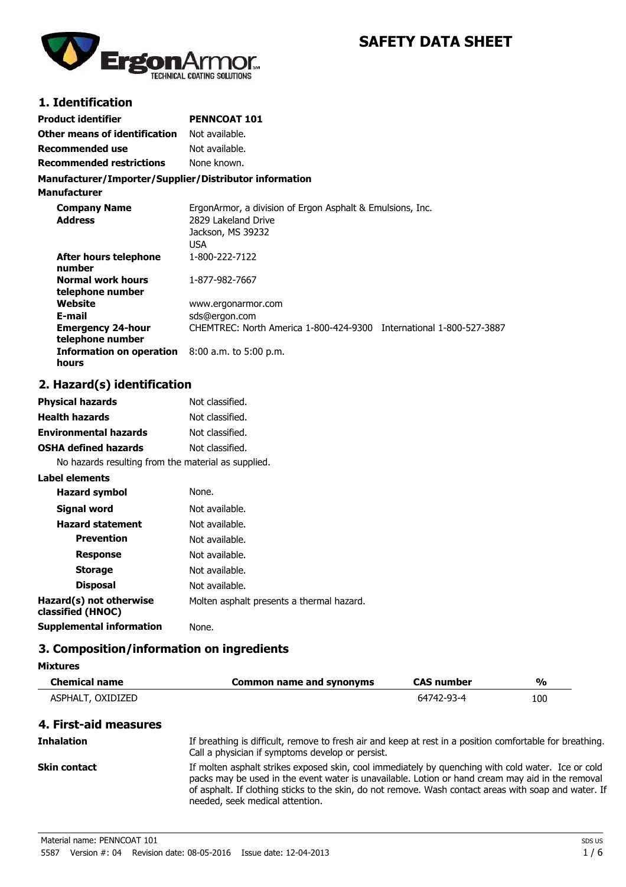# SAFETY DATA SHEET

ErgonArmor TECHNICAL COATING SOLUTIONS

## 1. Identification

**Product identifier** PENNCOAT 101

**Other means of identification** Not available.

**Recommended use** Not available.

**Recommended restrictions** None known.

**Manufacturer/Importer/Supplier/Distributor information**

**Manufacturer**

**Company Name** ErgonArmor, a division of Ergon Asphalt & Emulsions, Inc.

**Address** 2829 Lakeland Drive
Jackson, MS 39232
USA

**After hours telephone number** 1-800-222-7122

**Normal work hours telephone number** 1-877-982-7667

**Website** www.ergonarmor.com

**E-mail** sds@ergon.com

**Emergency 24-hour telephone number** CHEMTREC: North America 1-800-424-9300 International 1-800-527-3887

**Information on operation hours** 8:00 a.m. to 5:00 p.m.

## 2. Hazard(s) identification

**Physical hazards** Not classified.

**Health hazards** Not classified.

**Environmental hazards** Not classified.

**OSHA defined hazards** Not classified.

No hazards resulting from the material as supplied.

**Label elements**

**Hazard symbol** None.

**Signal word** Not available.

**Hazard statement** Not available.

**Prevention** Not available.

**Response** Not available.

**Storage** Not available.

**Disposal** Not available.

**Hazard(s) not otherwise classified (HNOC)** Molten asphalt presents a thermal hazard.

**Supplemental information** None.

## 3. Composition/information on ingredients

**Mixtures**

| Chemical name | Common name and synonyms | CAS number | % |
|---|---|---|---|
| ASPHALT, OXIDIZED | | 64742-93-4 | 100 |

## 4. First-aid measures

**Inhalation** If breathing is difficult, remove to fresh air and keep at rest in a position comfortable for breathing. Call a physician if symptoms develop or persist.

**Skin contact** If molten asphalt strikes exposed skin, cool immediately by quenching with cold water. Ice or cold packs may be used in the event water is unavailable. Lotion or hand cream may aid in the removal of asphalt. If clothing sticks to the skin, do not remove. Wash contact areas with soap and water. If needed, seek medical attention.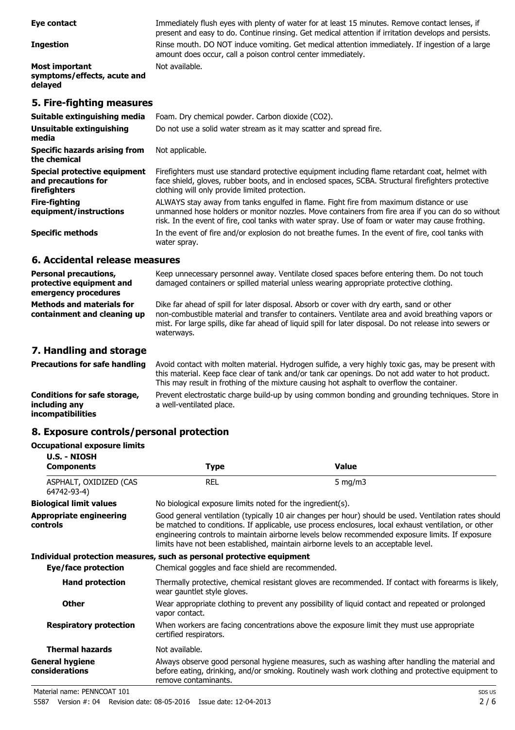| | |
|---|---|
| **Eye contact** | Immediately flush eyes with plenty of water for at least 15 minutes. Remove contact lenses, if present and easy to do. Continue rinsing. Get medical attention if irritation develops and persists. |
| **Ingestion** | Rinse mouth. DO NOT induce vomiting. Get medical attention immediately. If ingestion of a large amount does occur, call a poison control center immediately. |
| **Most important symptoms/effects, acute and delayed** | Not available. |

## 5. Fire-fighting measures

| | |
|---|---|
| **Suitable extinguishing media** | Foam. Dry chemical powder. Carbon dioxide ($CO_2$). |
| **Unsuitable extinguishing media** | Do not use a solid water stream as it may scatter and spread fire. |
| **Specific hazards arising from the chemical** | Not applicable. |
| **Special protective equipment and precautions for firefighters** | Firefighters must use standard protective equipment including flame retardant coat, helmet with face shield, gloves, rubber boots, and in enclosed spaces, SCBA. Structural firefighters protective clothing will only provide limited protection. |
| **Fire-fighting equipment/instructions** | ALWAYS stay away from tanks engulfed in flame. Fight fire from maximum distance or use unmanned hose holders or monitor nozzles. Move containers from fire area if you can do so without risk. In the event of fire, cool tanks with water spray. Use of foam or water may cause frothing. |
| **Specific methods** | In the event of fire and/or explosion do not breathe fumes. In the event of fire, cool tanks with water spray. |

## 6. Accidental release measures

| | |
|---|---|
| **Personal precautions, protective equipment and emergency procedures** | Keep unnecessary personnel away. Ventilate closed spaces before entering them. Do not touch damaged containers or spilled material unless wearing appropriate protective clothing. |
| **Methods and materials for containment and cleaning up** | Dike far ahead of spill for later disposal. Absorb or cover with dry earth, sand or other non-combustible material and transfer to containers. Ventilate area and avoid breathing vapors or mist. For large spills, dike far ahead of liquid spill for later disposal. Do not release into sewers or waterways. |

## 7. Handling and storage

| | |
|---|---|
| **Precautions for safe handling** | Avoid contact with molten material. Hydrogen sulfide, a very highly toxic gas, may be present with this material. Keep face clear of tank and/or tank car openings. Do not add water to hot product. This may result in frothing of the mixture causing hot asphalt to overflow the container. |
| **Conditions for safe storage, including any incompatibilities** | Prevent electrostatic charge build-up by using common bonding and grounding techniques. Store in a well-ventilated place. |

## 8. Exposure controls/personal protection

**Occupational exposure limits**

**U.S. - NIOSH**

| Components | Type | Value |
|---|---|---|
| ASPHALT, OXIDIZED (CAS 64742-93-4) | REL | 5 mg/m3 |

| | |
|---|---|
| **Biological limit values** | No biological exposure limits noted for the ingredient(s). |
| **Appropriate engineering controls** | Good general ventilation (typically 10 air changes per hour) should be used. Ventilation rates should be matched to conditions. If applicable, use process enclosures, local exhaust ventilation, or other engineering controls to maintain airborne levels below recommended exposure limits. If exposure limits have not been established, maintain airborne levels to an acceptable level. |

**Individual protection measures, such as personal protective equipment**

| | |
|---|---|
| **Eye/face protection** | Chemical goggles and face shield are recommended. |
| **Hand protection** | Thermally protective, chemical resistant gloves are recommended. If contact with forearms is likely, wear gauntlet style gloves. |
| **Other** | Wear appropriate clothing to prevent any possibility of liquid contact and repeated or prolonged vapor contact. |
| **Respiratory protection** | When workers are facing concentrations above the exposure limit they must use appropriate certified respirators. |
| **Thermal hazards** | Not available. |
| **General hygiene considerations** | Always observe good personal hygiene measures, such as washing after handling the material and before eating, drinking, and/or smoking. Routinely wash work clothing and protective equipment to remove contaminants. |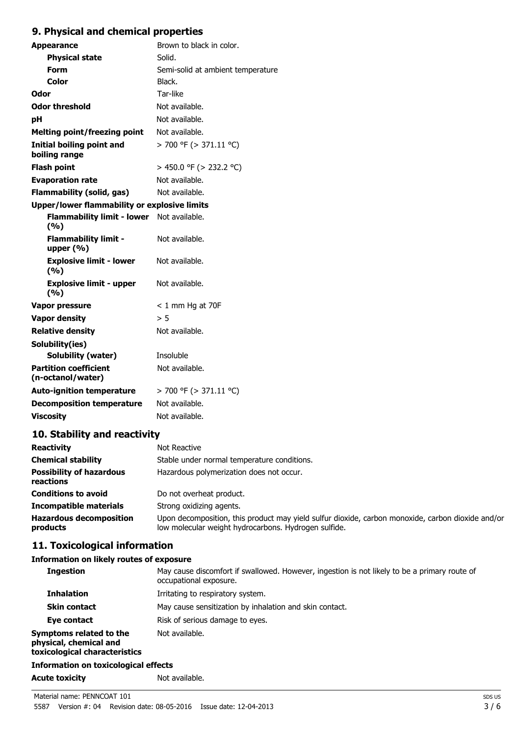## 9. Physical and chemical properties

| | |
|---|---|
| **Appearance** | Brown to black in color. |
| **Physical state** | Solid. |
| **Form** | Semi-solid at ambient temperature |
| **Color** | Black. |
| **Odor** | Tar-like |
| **Odor threshold** | Not available. |
| **pH** | Not available. |
| **Melting point/freezing point** | Not available. |
| **Initial boiling point and boiling range** | > 700 °F (> 371.11 °C) |
| **Flash point** | > 450.0 °F (> 232.2 °C) |
| **Evaporation rate** | Not available. |
| **Flammability (solid, gas)** | Not available. |
| **Upper/lower flammability or explosive limits** | |
| **Flammability limit - lower (%)** | Not available. |
| **Flammability limit - upper (%)** | Not available. |
| **Explosive limit - lower (%)** | Not available. |
| **Explosive limit - upper (%)** | Not available. |
| **Vapor pressure** | < 1 mm Hg at 70F |
| **Vapor density** | > 5 |
| **Relative density** | Not available. |
| **Solubility(ies)** | |
| **Solubility (water)** | Insoluble |
| **Partition coefficient (n-octanol/water)** | Not available. |
| **Auto-ignition temperature** | > 700 °F (> 371.11 °C) |
| **Decomposition temperature** | Not available. |
| **Viscosity** | Not available. |

## 10. Stability and reactivity

| | |
|---|---|
| **Reactivity** | Not Reactive |
| **Chemical stability** | Stable under normal temperature conditions. |
| **Possibility of hazardous reactions** | Hazardous polymerization does not occur. |
| **Conditions to avoid** | Do not overheat product. |
| **Incompatible materials** | Strong oxidizing agents. |
| **Hazardous decomposition products** | Upon decomposition, this product may yield sulfur dioxide, carbon monoxide, carbon dioxide and/or low molecular weight hydrocarbons. Hydrogen sulfide. |

## 11. Toxicological information

### Information on likely routes of exposure

| | |
|---|---|
| **Ingestion** | May cause discomfort if swallowed. However, ingestion is not likely to be a primary route of occupational exposure. |
| **Inhalation** | Irritating to respiratory system. |
| **Skin contact** | May cause sensitization by inhalation and skin contact. |
| **Eye contact** | Risk of serious damage to eyes. |
| **Symptoms related to the physical, chemical and toxicological characteristics** | Not available. |

### Information on toxicological effects

| | |
|---|---|
| **Acute toxicity** | Not available. |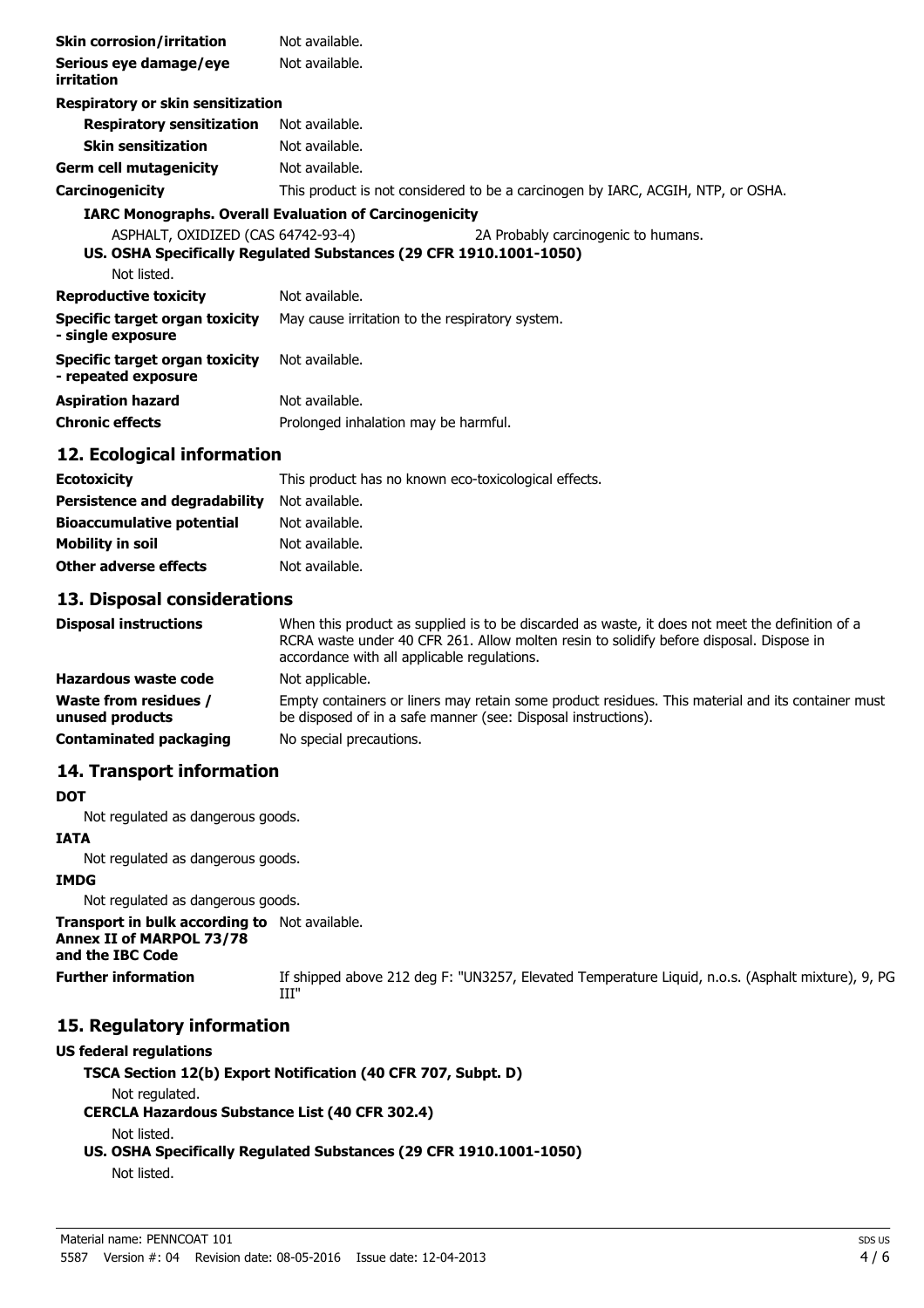| | |
|---|---|
| **Skin corrosion/irritation** | Not available. |
| **Serious eye damage/eye irritation** | Not available. |

**Respiratory or skin sensitization**

| | |
|---|---|
| **Respiratory sensitization** | Not available. |
| **Skin sensitization** | Not available. |
| **Germ cell mutagenicity** | Not available. |
| **Carcinogenicity** | This product is not considered to be a carcinogen by IARC, ACGIH, NTP, or OSHA. |

**IARC Monographs. Overall Evaluation of Carcinogenicity**

| | |
|---|---|
| ASPHALT, OXIDIZED (CAS 64742-93-4) | 2A Probably carcinogenic to humans. |

**US. OSHA Specifically Regulated Substances (29 CFR 1910.1001-1050)**

Not listed.

| | |
|---|---|
| **Reproductive toxicity** | Not available. |
| **Specific target organ toxicity - single exposure** | May cause irritation to the respiratory system. |
| **Specific target organ toxicity - repeated exposure** | Not available. |
| **Aspiration hazard** | Not available. |
| **Chronic effects** | Prolonged inhalation may be harmful. |

## 12. Ecological information

| | |
|---|---|
| **Ecotoxicity** | This product has no known eco-toxicological effects. |
| **Persistence and degradability** | Not available. |
| **Bioaccumulative potential** | Not available. |
| **Mobility in soil** | Not available. |
| **Other adverse effects** | Not available. |

## 13. Disposal considerations

| | |
|---|---|
| **Disposal instructions** | When this product as supplied is to be discarded as waste, it does not meet the definition of a RCRA waste under 40 CFR 261. Allow molten resin to solidify before disposal. Dispose in accordance with all applicable regulations. |
| **Hazardous waste code** | Not applicable. |
| **Waste from residues / unused products** | Empty containers or liners may retain some product residues. This material and its container must be disposed of in a safe manner (see: Disposal instructions). |
| **Contaminated packaging** | No special precautions. |

## 14. Transport information

**DOT**

Not regulated as dangerous goods.

**IATA**

Not regulated as dangerous goods.

**IMDG**

Not regulated as dangerous goods.

| | |
|---|---|
| **Transport in bulk according to Annex II of MARPOL 73/78 and the IBC Code** | Not available. |
| **Further information** | If shipped above 212 deg F: "UN3257, Elevated Temperature Liquid, n.o.s. (Asphalt mixture), 9, PG III" |

## 15. Regulatory information

**US federal regulations**

**TSCA Section 12(b) Export Notification (40 CFR 707, Subpt. D)**

Not regulated.

**CERCLA Hazardous Substance List (40 CFR 302.4)**

Not listed.

**US. OSHA Specifically Regulated Substances (29 CFR 1910.1001-1050)**

Not listed.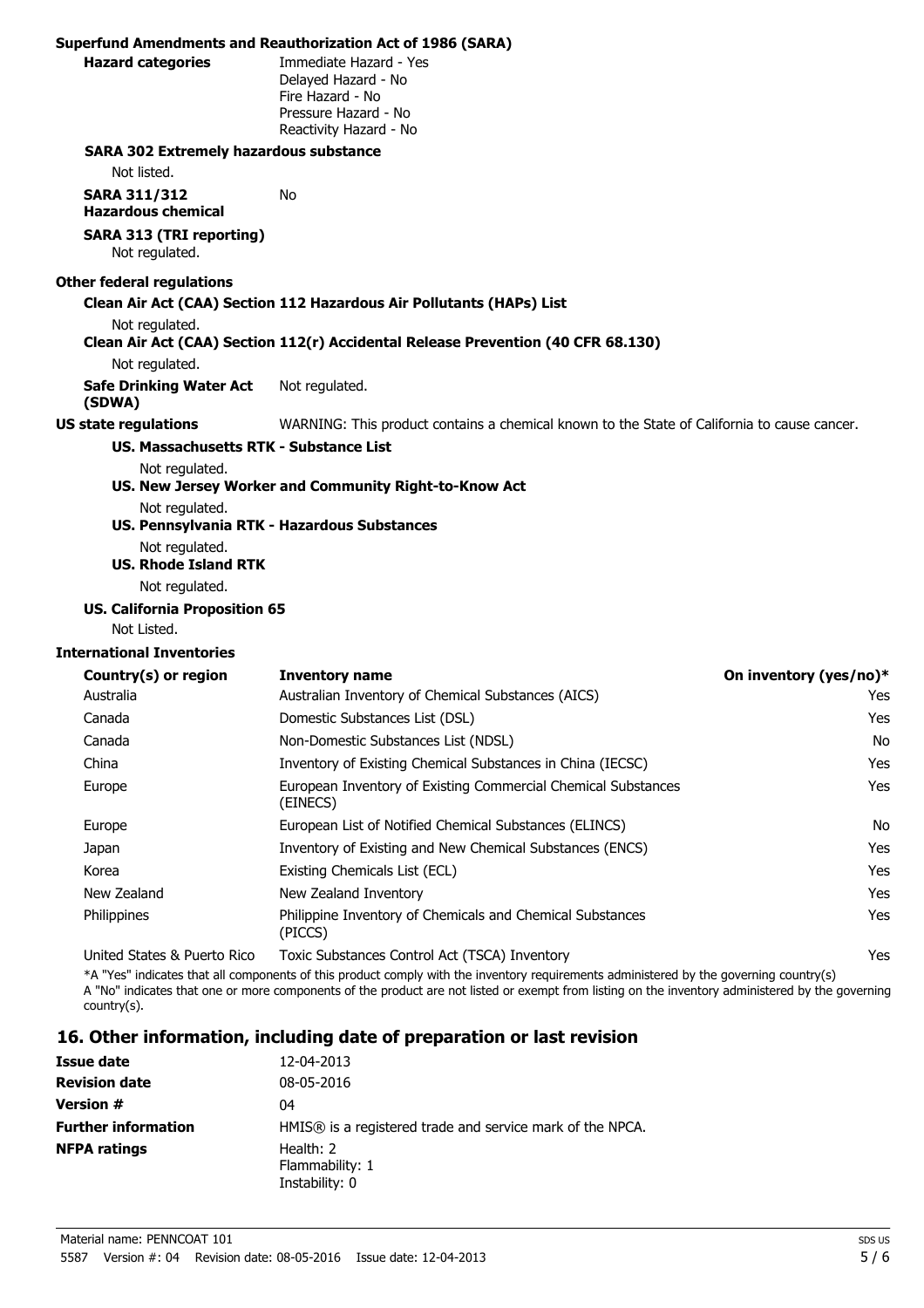**Superfund Amendments and Reauthorization Act of 1986 (SARA)**

**Hazard categories**
Immediate Hazard - Yes
Delayed Hazard - No
Fire Hazard - No
Pressure Hazard - No
Reactivity Hazard - No

**SARA 302 Extremely hazardous substance**

Not listed.

**SARA 311/312 Hazardous chemical** No

**SARA 313 (TRI reporting)**

Not regulated.

**Other federal regulations**

**Clean Air Act (CAA) Section 112 Hazardous Air Pollutants (HAPs) List**

Not regulated.

**Clean Air Act (CAA) Section 112(r) Accidental Release Prevention (40 CFR 68.130)**

Not regulated.

**Safe Drinking Water Act (SDWA)** Not regulated.

**US state regulations** WARNING: This product contains a chemical known to the State of California to cause cancer.

**US. Massachusetts RTK - Substance List**

Not regulated.

**US. New Jersey Worker and Community Right-to-Know Act**

Not regulated.

**US. Pennsylvania RTK - Hazardous Substances**

Not regulated.

**US. Rhode Island RTK**

Not regulated.

**US. California Proposition 65**

Not Listed.

**International Inventories**

| Country(s) or region | Inventory name | On inventory (yes/no)* |
|---|---|---|
| Australia | Australian Inventory of Chemical Substances (AICS) | Yes |
| Canada | Domestic Substances List (DSL) | Yes |
| Canada | Non-Domestic Substances List (NDSL) | No |
| China | Inventory of Existing Chemical Substances in China (IECSC) | Yes |
| Europe | European Inventory of Existing Commercial Chemical Substances (EINECS) | Yes |
| Europe | European List of Notified Chemical Substances (ELINCS) | No |
| Japan | Inventory of Existing and New Chemical Substances (ENCS) | Yes |
| Korea | Existing Chemicals List (ECL) | Yes |
| New Zealand | New Zealand Inventory | Yes |
| Philippines | Philippine Inventory of Chemicals and Chemical Substances (PICCS) | Yes |
| United States & Puerto Rico | Toxic Substances Control Act (TSCA) Inventory | Yes |

*A "Yes" indicates that all components of this product comply with the inventory requirements administered by the governing country(s)
A "No" indicates that one or more components of the product are not listed or exempt from listing on the inventory administered by the governing country(s).

## 16. Other information, including date of preparation or last revision

**Issue date** 12-04-2013

**Revision date** 08-05-2016

**Version #** 04

**Further information** HMIS® is a registered trade and service mark of the NPCA.

**NFPA ratings**
Health: 2
Flammability: 1
Instability: 0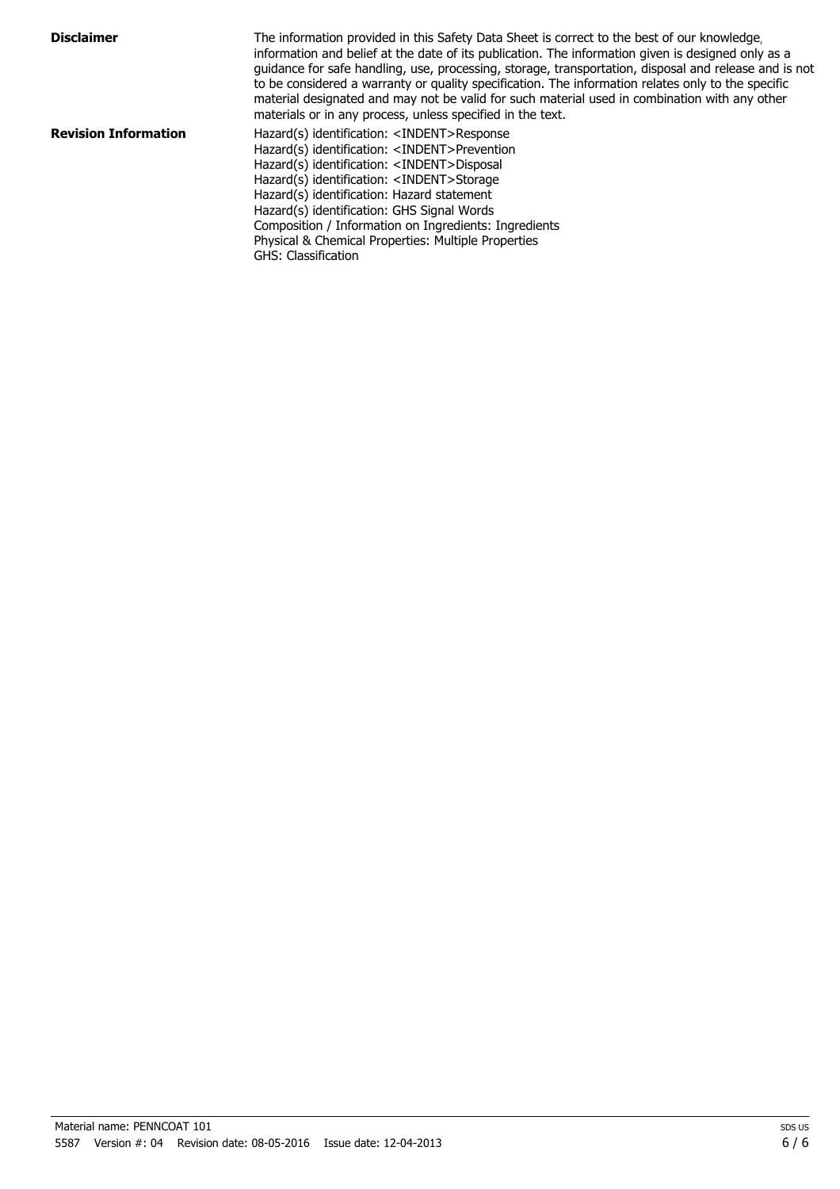**Disclaimer**

The information provided in this Safety Data Sheet is correct to the best of our knowledge, information and belief at the date of its publication. The information given is designed only as a guidance for safe handling, use, processing, storage, transportation, disposal and release and is not to be considered a warranty or quality specification. The information relates only to the specific material designated and may not be valid for such material used in combination with any other materials or in any process, unless specified in the text.

**Revision Information**

Hazard(s) identification: <INDENT>Response
Hazard(s) identification: <INDENT>Prevention
Hazard(s) identification: <INDENT>Disposal
Hazard(s) identification: <INDENT>Storage
Hazard(s) identification: Hazard statement
Hazard(s) identification: GHS Signal Words
Composition / Information on Ingredients: Ingredients
Physical & Chemical Properties: Multiple Properties
GHS: Classification